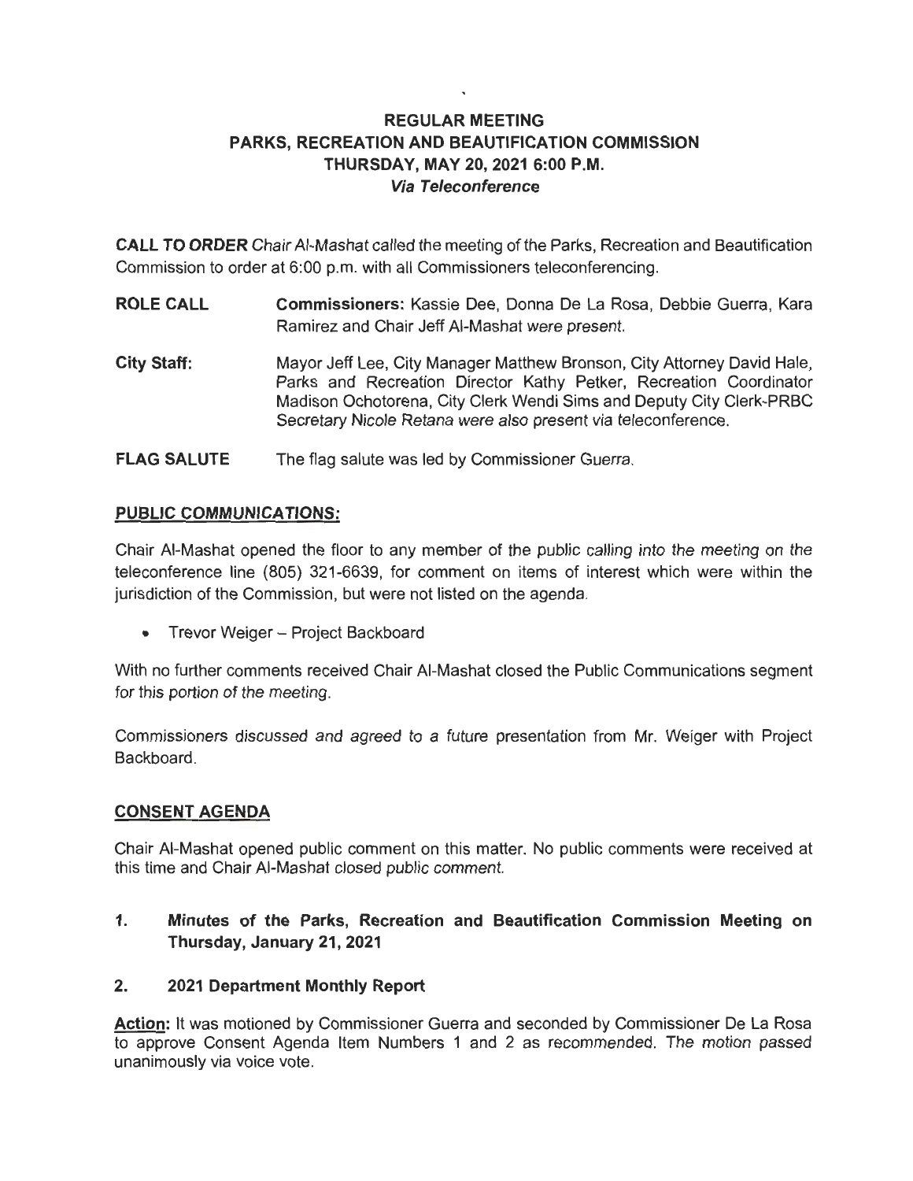# REGULAR MEETING
# PARKS, RECREATION AND BEAUTIFICATION COMMISSION
# THURSDAY, MAY 20, 2021 6:00 P.M.
## *Via Teleconference*

**CALL TO ORDER** Chair Al-Mashat called the meeting of the Parks, Recreation and Beautification Commission to order at 6:00 p.m. with all Commissioners teleconferencing.

**ROLE CALL** **Commissioners:** Kassie Dee, Donna De La Rosa, Debbie Guerra, Kara Ramirez and Chair Jeff Al-Mashat were present.

**City Staff:** Mayor Jeff Lee, City Manager Matthew Bronson, City Attorney David Hale, Parks and Recreation Director Kathy Petker, Recreation Coordinator Madison Ochotorena, City Clerk Wendi Sims and Deputy City Clerk-PRBC Secretary Nicole Retana were also present via teleconference.

**FLAG SALUTE** The flag salute was led by Commissioner Guerra.

## PUBLIC COMMUNICATIONS:

Chair Al-Mashat opened the floor to any member of the public calling into the meeting on the teleconference line (805) 321-6639, for comment on items of interest which were within the jurisdiction of the Commission, but were not listed on the agenda.

- Trevor Weiger – Project Backboard

With no further comments received Chair Al-Mashat closed the Public Communications segment for this portion of the meeting.

Commissioners discussed and agreed to a future presentation from Mr. Weiger with Project Backboard.

## CONSENT AGENDA

Chair Al-Mashat opened public comment on this matter. No public comments were received at this time and Chair Al-Mashat closed public comment.

### 1. Minutes of the Parks, Recreation and Beautification Commission Meeting on Thursday, January 21, 2021

### 2. 2021 Department Monthly Report

**Action:** It was motioned by Commissioner Guerra and seconded by Commissioner De La Rosa to approve Consent Agenda Item Numbers 1 and 2 as recommended. The motion passed unanimously via voice vote.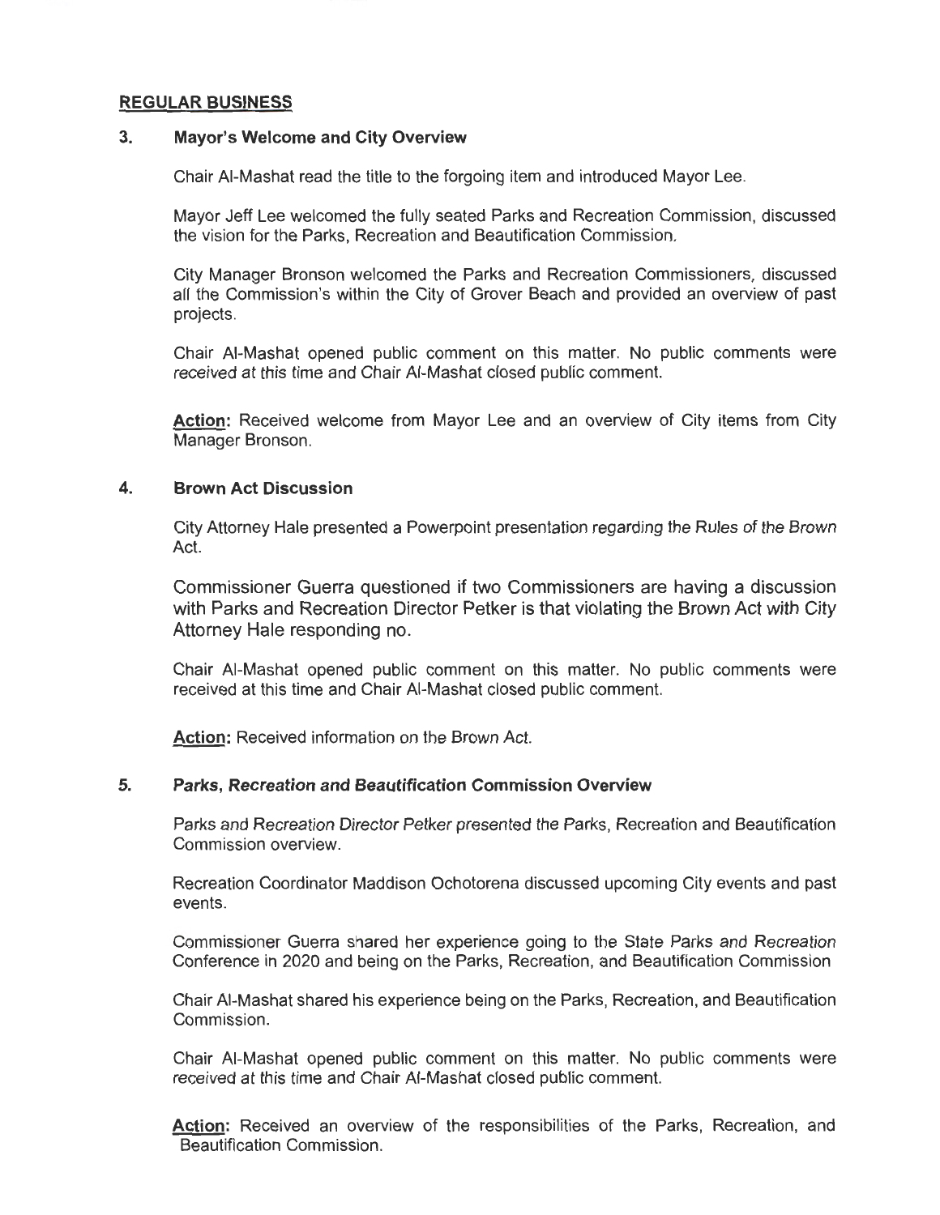## REGULAR BUSINESS

### 3. Mayor's Welcome and City Overview

Chair Al-Mashat read the title to the forgoing item and introduced Mayor Lee.

Mayor Jeff Lee welcomed the fully seated Parks and Recreation Commission, discussed the vision for the Parks, Recreation and Beautification Commission.

City Manager Bronson welcomed the Parks and Recreation Commissioners, discussed all the Commission's within the City of Grover Beach and provided an overview of past projects.

Chair Al-Mashat opened public comment on this matter. No public comments were received at this time and Chair Al-Mashat closed public comment.

**Action:** Received welcome from Mayor Lee and an overview of City items from City Manager Bronson.

### 4. Brown Act Discussion

City Attorney Hale presented a Powerpoint presentation regarding the Rules of the Brown Act.

Commissioner Guerra questioned if two Commissioners are having a discussion with Parks and Recreation Director Petker is that violating the Brown Act with City Attorney Hale responding no.

Chair Al-Mashat opened public comment on this matter. No public comments were received at this time and Chair Al-Mashat closed public comment.

**Action:** Received information on the Brown Act.

### 5. Parks, Recreation and Beautification Commission Overview

Parks and Recreation Director Petker presented the Parks, Recreation and Beautification Commission overview.

Recreation Coordinator Maddison Ochotorena discussed upcoming City events and past events.

Commissioner Guerra shared her experience going to the State Parks and Recreation Conference in 2020 and being on the Parks, Recreation, and Beautification Commission

Chair Al-Mashat shared his experience being on the Parks, Recreation, and Beautification Commission.

Chair Al-Mashat opened public comment on this matter. No public comments were received at this time and Chair Al-Mashat closed public comment.

**Action:** Received an overview of the responsibilities of the Parks, Recreation, and Beautification Commission.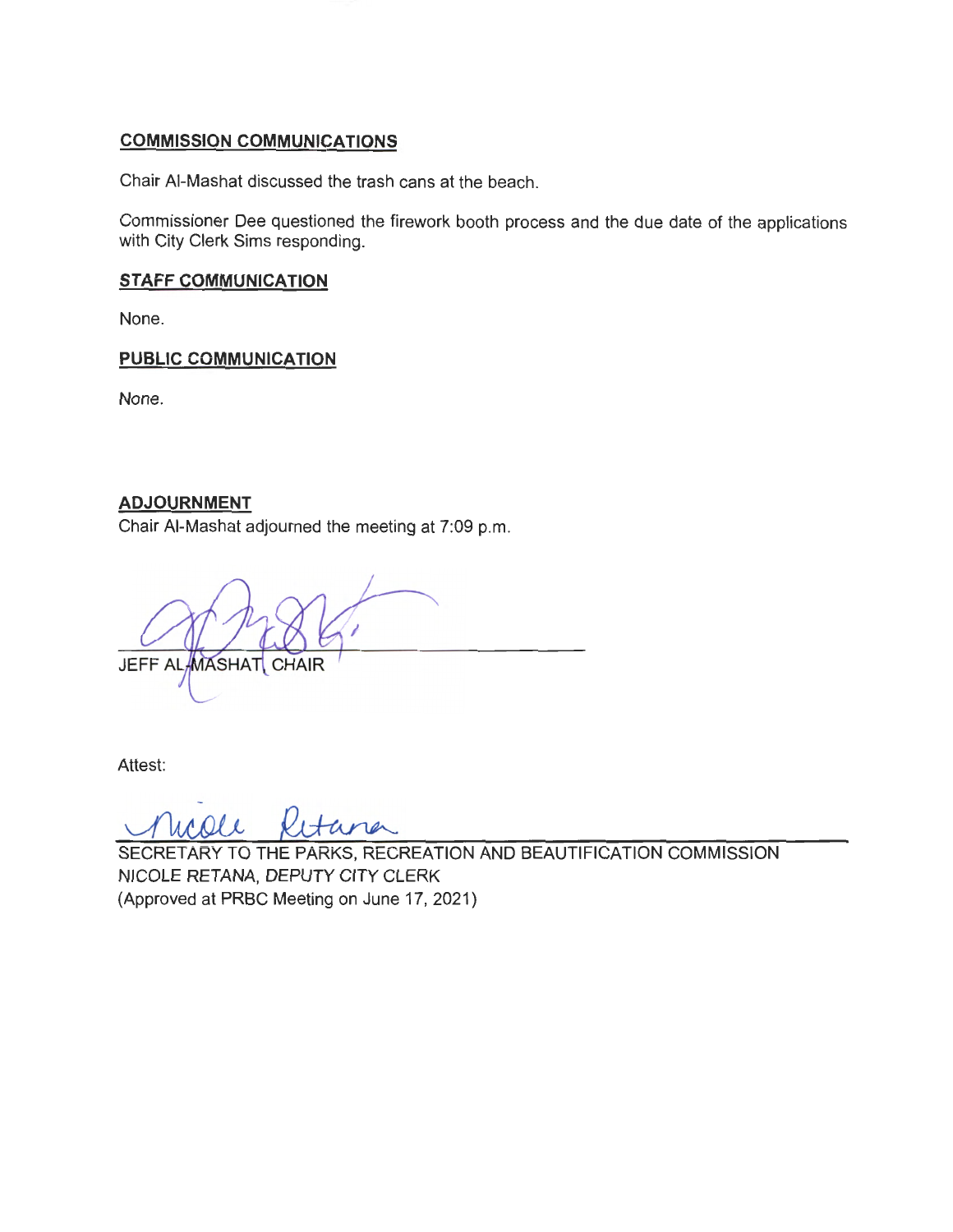## COMMISSION COMMUNICATIONS

Chair Al-Mashat discussed the trash cans at the beach.

Commissioner Dee questioned the firework booth process and the due date of the applications with City Clerk Sims responding.

## STAFF COMMUNICATION

None.

## PUBLIC COMMUNICATION

None.

## ADJOURNMENT

Chair Al-Mashat adjourned the meeting at 7:09 p.m.

JEFF AL-MASHAT, CHAIR

Attest:

Nicole Retana

SECRETARY TO THE PARKS, RECREATION AND BEAUTIFICATION COMMISSION
NICOLE RETANA, DEPUTY CITY CLERK
(Approved at PRBC Meeting on June 17, 2021)